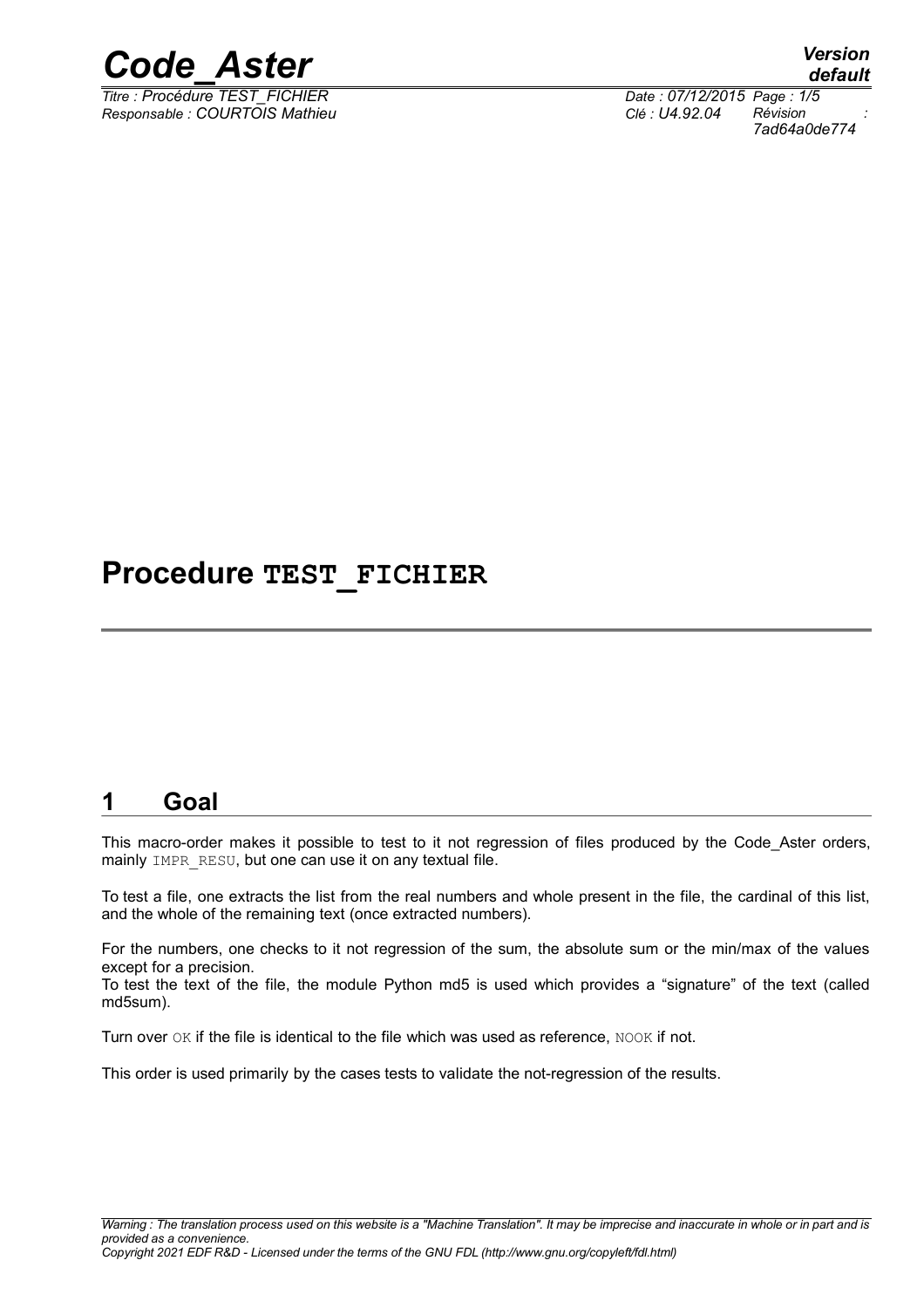# Procedure TEST_FICHIER

## 1 Goal

This macro-order makes it possible to test to it not regression of files produced by the Code_Aster orders, mainly IMPR_RESU, but one can use it on any textual file.

To test a file, one extracts the list from the real numbers and whole present in the file, the cardinal of this list, and the whole of the remaining text (once extracted numbers).

For the numbers, one checks to it not regression of the sum, the absolute sum or the min/max of the values except for a precision.

To test the text of the file, the module Python md5 is used which provides a "signature" of the text (called md5sum).

Turn over OK if the file is identical to the file which was used as reference, NOOK if not.

This order is used primarily by the cases tests to validate the not-regression of the results.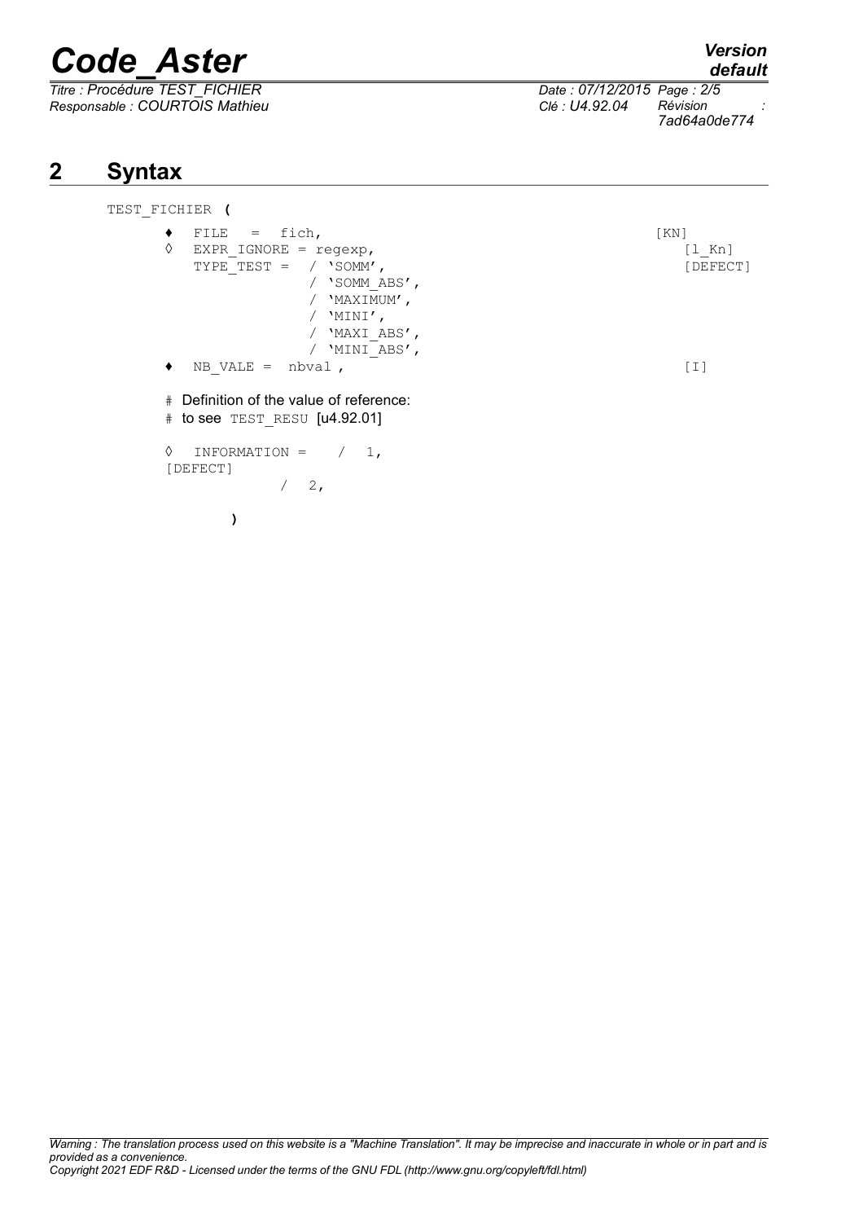## 2 Syntax

```
TEST_FICHIER (

      ♦  FILE   =  fich,                                              [KN]
      ◊  EXPR_IGNORE = regexp,                                          [l_Kn]
         TYPE_TEST =  / 'SOMM',                                         [DEFECT]
                      / 'SOMM_ABS',
                      / 'MAXIMUM',
                      / 'MINI',
                      / 'MAXI_ABS',
                      / 'MINI_ABS',
      ♦  NB_VALE =  nbval ,                                             [I]

      # Definition of the value of reference:
      # to see  TEST_RESU  [u4.92.01]

      ◊  INFORMATION =    /  1,
      [DEFECT]
                      /  2,

         )
```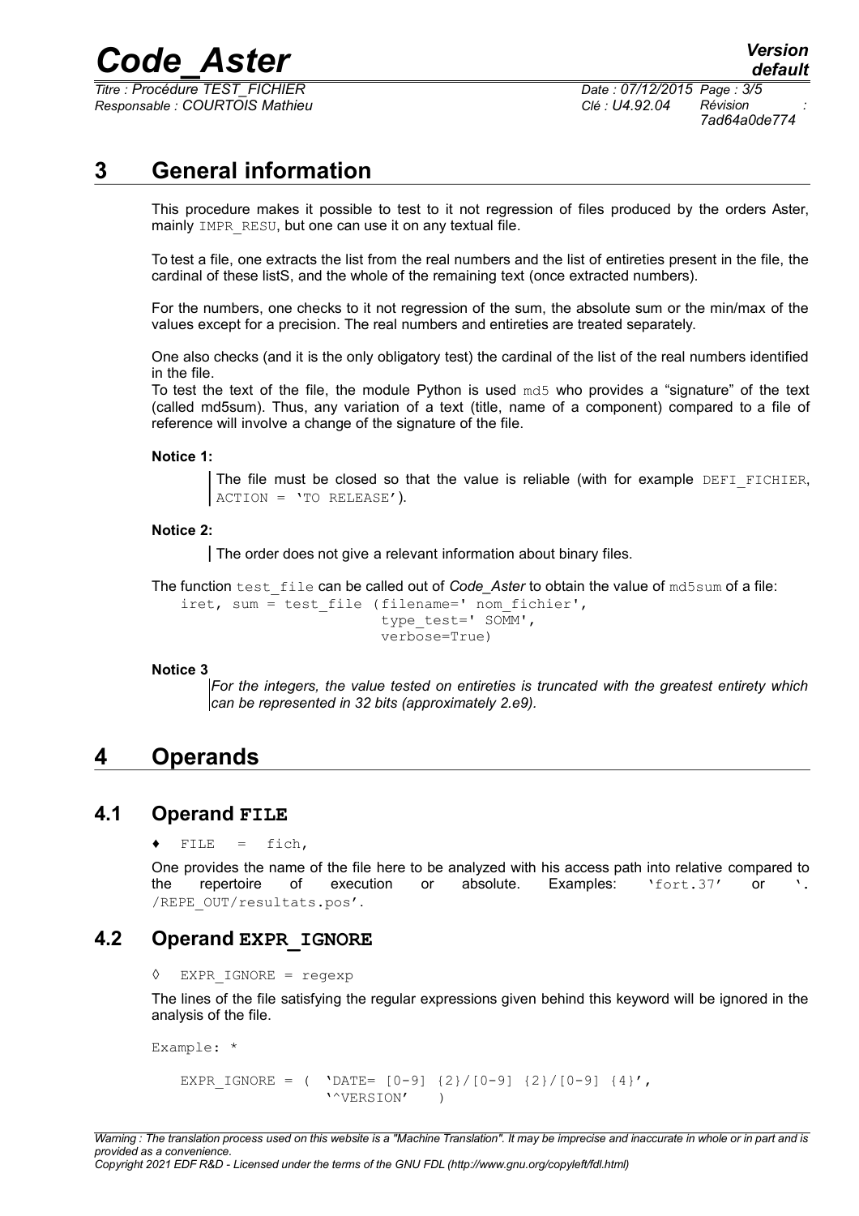# 3 General information

This procedure makes it possible to test to it not regression of files produced by the orders Aster, mainly IMPR_RESU, but one can use it on any textual file.

To test a file, one extracts the list from the real numbers and the list of entireties present in the file, the cardinal of these listS, and the whole of the remaining text (once extracted numbers).

For the numbers, one checks to it not regression of the sum, the absolute sum or the min/max of the values except for a precision. The real numbers and entireties are treated separately.

One also checks (and it is the only obligatory test) the cardinal of the list of the real numbers identified in the file.

To test the text of the file, the module Python is used md5 who provides a "signature" of the text (called md5sum). Thus, any variation of a text (title, name of a component) compared to a file of reference will involve a change of the signature of the file.

**Notice 1:**

> The file must be closed so that the value is reliable (with for example DEFI_FICHIER, ACTION = 'TO RELEASE').

**Notice 2:**

> The order does not give a relevant information about binary files.

The function test_file can be called out of *Code_Aster* to obtain the value of md5sum of a file:

```
iret, sum = test_file (filename=' nom_fichier',
                       type_test=' SOMM',
                       verbose=True)
```

**Notice 3**

> *For the integers, the value tested on entireties is truncated with the greatest entirety which can be represented in 32 bits (approximately 2.e9).*

# 4 Operands

## 4.1 Operand FILE

♦ FILE = fich,

One provides the name of the file here to be analyzed with his access path into relative compared to the repertoire of execution or absolute. Examples: 'fort.37' or '. /REPE_OUT/resultats.pos'.

## 4.2 Operand EXPR_IGNORE

◊ EXPR_IGNORE = regexp

The lines of the file satisfying the regular expressions given behind this keyword will be ignored in the analysis of the file.

```
Example: *

    EXPR_IGNORE = (  'DATE= [0-9] {2}/[0-9] {2}/[0-9] {4}',
                     '^VERSION'    )
```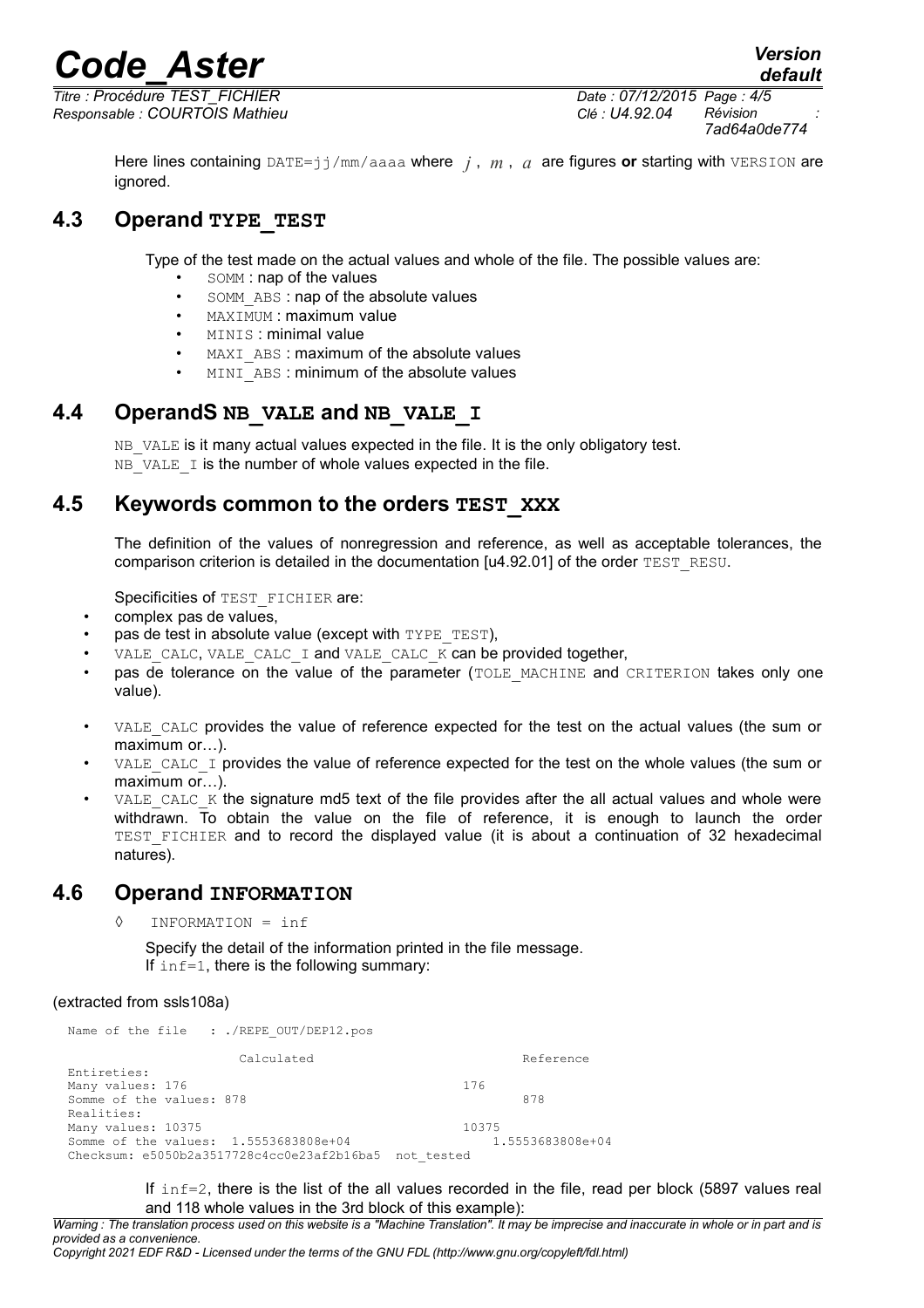Here lines containing DATE=jj/mm/aaaa where $j$ , $m$ , $a$ are figures **or** starting with VERSION are ignored.

## 4.3 Operand TYPE_TEST

Type of the test made on the actual values and whole of the file. The possible values are:

- SOMM : nap of the values
- SOMM_ABS : nap of the absolute values
- MAXIMUM : maximum value
- MINIS : minimal value
- MAXI_ABS : maximum of the absolute values
- MINI_ABS : minimum of the absolute values

## 4.4 OperandS NB_VALE and NB_VALE_I

NB_VALE is it many actual values expected in the file. It is the only obligatory test.
NB_VALE_I is the number of whole values expected in the file.

## 4.5 Keywords common to the orders TEST_XXX

The definition of the values of nonregression and reference, as well as acceptable tolerances, the comparison criterion is detailed in the documentation [u4.92.01] of the order TEST_RESU.

Specificities of TEST_FICHIER are:

- complex pas de values,
- pas de test in absolute value (except with TYPE_TEST),
- VALE_CALC, VALE_CALC_I and VALE_CALC_K can be provided together,
- pas de tolerance on the value of the parameter (TOLE_MACHINE and CRITERION takes only one value).

- VALE_CALC provides the value of reference expected for the test on the actual values (the sum or maximum or…).
- VALE_CALC_I provides the value of reference expected for the test on the whole values (the sum or maximum or…).
- VALE_CALC_K the signature md5 text of the file provides after the all actual values and whole were withdrawn. To obtain the value on the file of reference, it is enough to launch the order TEST_FICHIER and to record the displayed value (it is about a continuation of 32 hexadecimal natures).

## 4.6 Operand INFORMATION

◊ INFORMATION = inf

Specify the detail of the information printed in the file message.
If inf=1, there is the following summary:

(extracted from ssls108a)

```
Name of the file   : ./REPE_OUT/DEP12.pos

                    Calculated                                    Reference
Entireties:
Many values: 176                                         176
Somme of the values: 878                                         878
Realities:
Many values: 10375                                       10375
Somme of the values:  1.5553683808e+04                       1.5553683808e+04
Checksum: e5050b2a3517728c4cc0e23af2b16ba5  not_tested
```

If inf=2, there is the list of the all values recorded in the file, read per block (5897 values real and 118 whole values in the 3rd block of this example):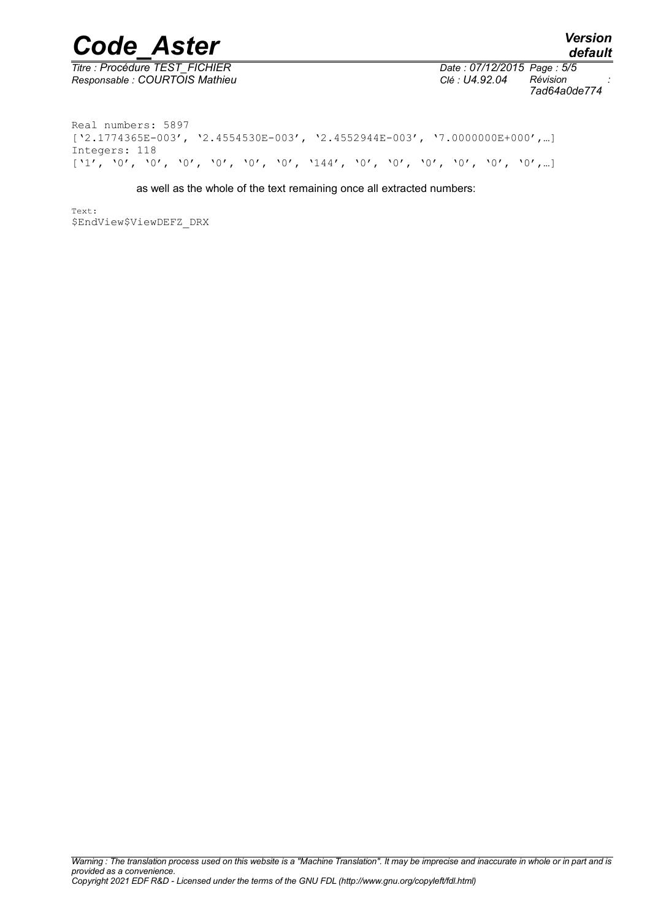```
Real numbers: 5897
['2.1774365E-003', '2.4554530E-003', '2.4552944E-003', '7.0000000E+000',…]
Integers: 118
['1', '0', '0', '0', '0', '0', '0', '144', '0', '0', '0', '0', '0', '0',…]
```

as well as the whole of the text remaining once all extracted numbers:

```
Text:
$EndView$ViewDEFZ_DRX
```